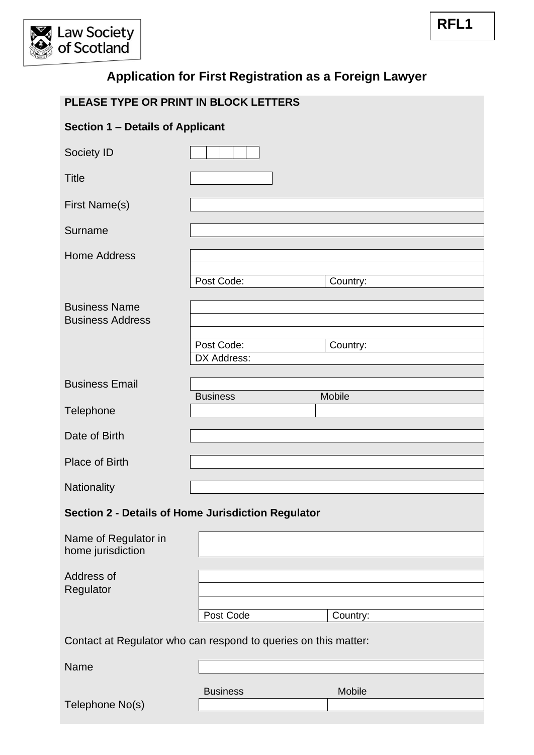Law Society of Scotland

**RFL1**

# Application for First Registration as a Foreign Lawyer

**PLEASE TYPE OR PRINT IN BLOCK LETTERS**

## Section 1 – Details of Applicant

| | |
|---|---|
| Society ID | |
| Title | |
| First Name(s) | |
| Surname | |
| Home Address | |
| | |
| | Post Code: / Country: |
| Business Name | |
| Business Address | |
| | |
| | Post Code: / Country: |
| | DX Address: |
| Business Email | |
| Telephone | Business: / Mobile: |
| Date of Birth | |
| Place of Birth | |
| Nationality | |

## Section 2 - Details of Home Jurisdiction Regulator

| | |
|---|---|
| Name of Regulator in home jurisdiction | |
| Address of Regulator | |
| | |
| | |
| | Post Code / Country: |

Contact at Regulator who can respond to queries on this matter:

| | |
|---|---|
| Name | |
| Telephone No(s) | Business: / Mobile: |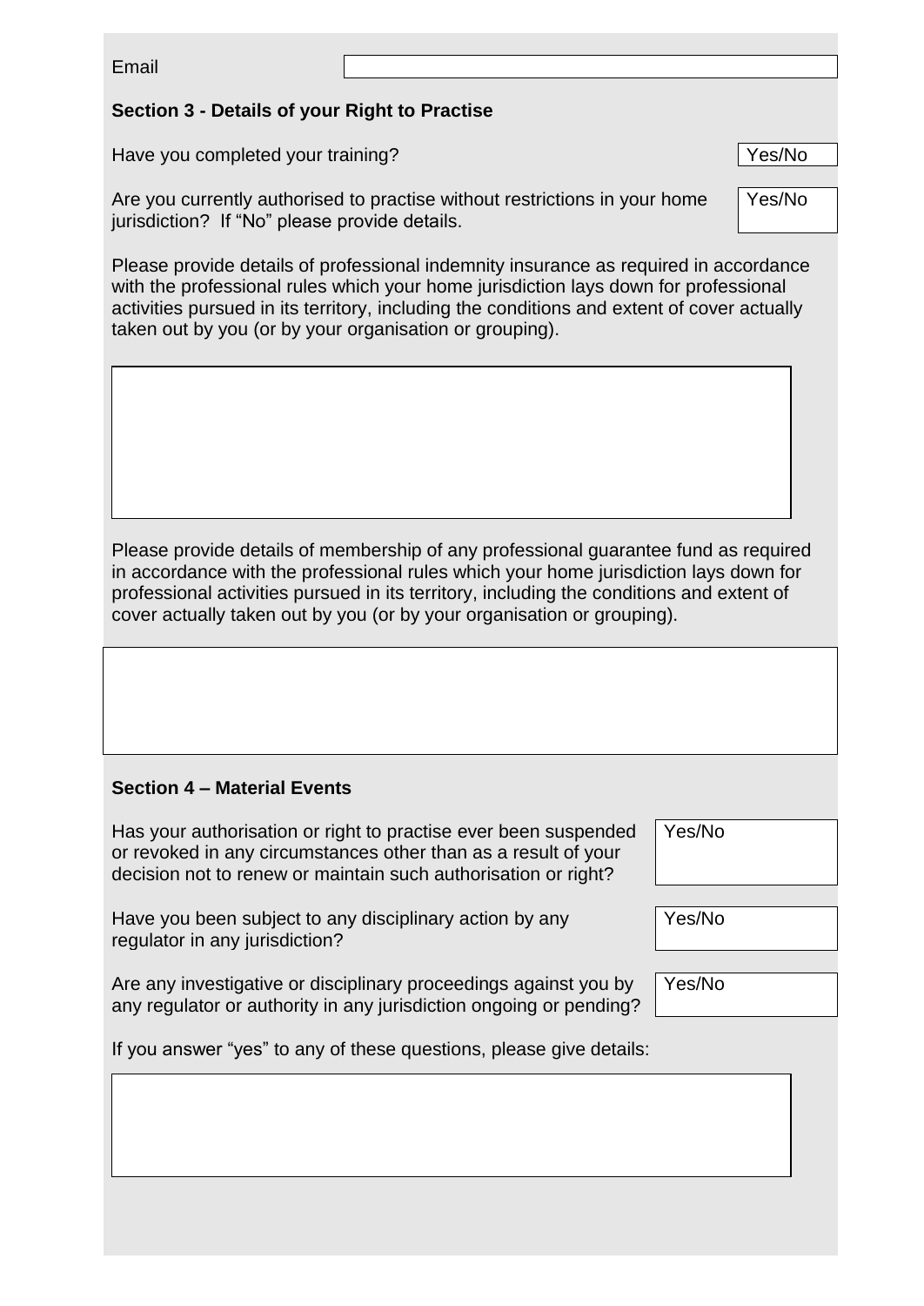Email

### Section 3 - Details of your Right to Practise

Have you completed your training? Yes/No

Are you currently authorised to practise without restrictions in your home jurisdiction? If "No" please provide details. Yes/No

Please provide details of professional indemnity insurance as required in accordance with the professional rules which your home jurisdiction lays down for professional activities pursued in its territory, including the conditions and extent of cover actually taken out by you (or by your organisation or grouping).

Please provide details of membership of any professional guarantee fund as required in accordance with the professional rules which your home jurisdiction lays down for professional activities pursued in its territory, including the conditions and extent of cover actually taken out by you (or by your organisation or grouping).

### Section 4 – Material Events

Has your authorisation or right to practise ever been suspended or revoked in any circumstances other than as a result of your decision not to renew or maintain such authorisation or right? Yes/No

Have you been subject to any disciplinary action by any regulator in any jurisdiction? Yes/No

Are any investigative or disciplinary proceedings against you by any regulator or authority in any jurisdiction ongoing or pending? Yes/No

If you answer "yes" to any of these questions, please give details: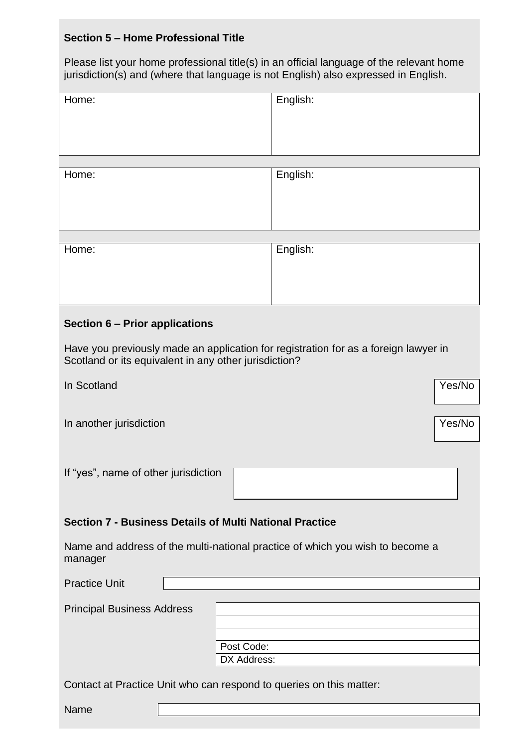### Section 5 – Home Professional Title

Please list your home professional title(s) in an official language of the relevant home jurisdiction(s) and (where that language is not English) also expressed in English.

| Home: | English: |
|---|---|
| | |

| Home: | English: |
|---|---|
| | |

| Home: | English: |
|---|---|
| | |

### Section 6 – Prior applications

Have you previously made an application for registration for as a foreign lawyer in Scotland or its equivalent in any other jurisdiction?

| | |
|---|---|
| In Scotland | Yes/No |
| In another jurisdiction | Yes/No |

If "yes", name of other jurisdiction

### Section 7 - Business Details of Multi National Practice

Name and address of the multi-national practice of which you wish to become a manager

| | |
|---|---|
| Practice Unit | |
| Principal Business Address | |
| | |
| | |
| | Post Code: |
| | DX Address: |

Contact at Practice Unit who can respond to queries on this matter:

| | |
|---|---|
| Name | |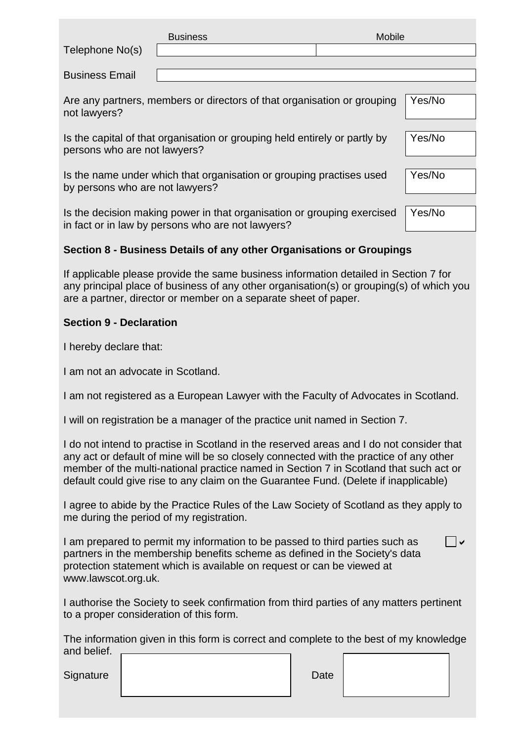| | Business | Mobile |
|---|---|---|
| Telephone No(s) | | |

| Business Email | |
|---|---|

| | |
|---|---|
| Are any partners, members or directors of that organisation or grouping not lawyers? | Yes/No |
| Is the capital of that organisation or grouping held entirely or partly by persons who are not lawyers? | Yes/No |
| Is the name under which that organisation or grouping practises used by persons who are not lawyers? | Yes/No |
| Is the decision making power in that organisation or grouping exercised in fact or in law by persons who are not lawyers? | Yes/No |

**Section 8 - Business Details of any other Organisations or Groupings**

If applicable please provide the same business information detailed in Section 7 for any principal place of business of any other organisation(s) or grouping(s) of which you are a partner, director or member on a separate sheet of paper.

**Section 9 - Declaration**

I hereby declare that:

I am not an advocate in Scotland.

I am not registered as a European Lawyer with the Faculty of Advocates in Scotland.

I will on registration be a manager of the practice unit named in Section 7.

I do not intend to practise in Scotland in the reserved areas and I do not consider that any act or default of mine will be so closely connected with the practice of any other member of the multi-national practice named in Section 7 in Scotland that such act or default could give rise to any claim on the Guarantee Fund. (Delete if inapplicable)

I agree to abide by the Practice Rules of the Law Society of Scotland as they apply to me during the period of my registration.

I am prepared to permit my information to be passed to third parties such as partners in the membership benefits scheme as defined in the Society's data protection statement which is available on request or can be viewed at www.lawscot.org.uk. ☐ ✔

I authorise the Society to seek confirmation from third parties of any matters pertinent to a proper consideration of this form.

The information given in this form is correct and complete to the best of my knowledge and belief.

| Signature | | Date | |
|---|---|---|---|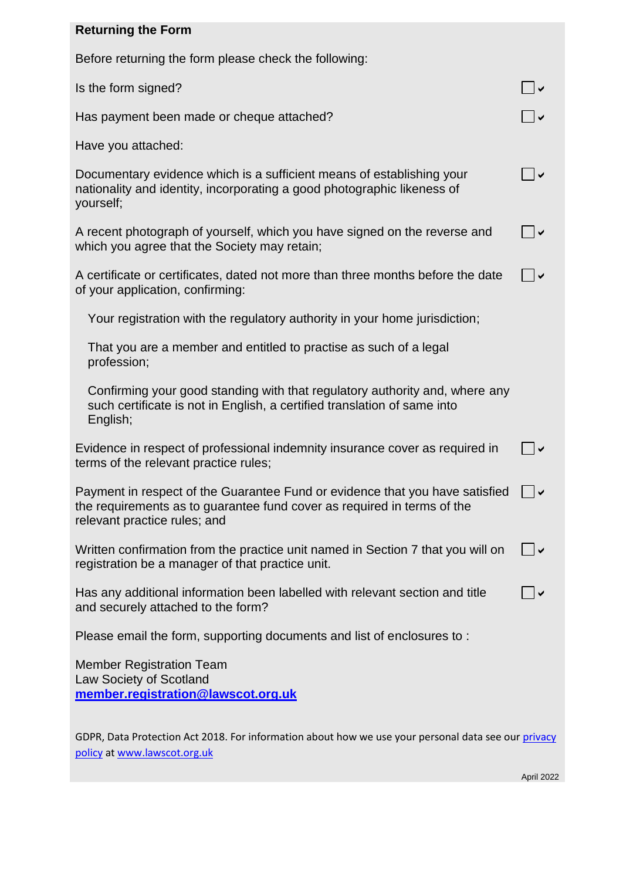## Returning the Form

Before returning the form please check the following:

- [ ] Is the form signed?
- [ ] Has payment been made or cheque attached?

Have you attached:

- [ ] Documentary evidence which is a sufficient means of establishing your nationality and identity, incorporating a good photographic likeness of yourself;
- [ ] A recent photograph of yourself, which you have signed on the reverse and which you agree that the Society may retain;
- [ ] A certificate or certificates, dated not more than three months before the date of your application, confirming:

    Your registration with the regulatory authority in your home jurisdiction;

    That you are a member and entitled to practise as such of a legal profession;

    Confirming your good standing with that regulatory authority and, where any such certificate is not in English, a certified translation of same into English;

- [ ] Evidence in respect of professional indemnity insurance cover as required in terms of the relevant practice rules;
- [ ] Payment in respect of the Guarantee Fund or evidence that you have satisfied the requirements as to guarantee fund cover as required in terms of the relevant practice rules; and
- [ ] Written confirmation from the practice unit named in Section 7 that you will on registration be a manager of that practice unit.
- [ ] Has any additional information been labelled with relevant section and title and securely attached to the form?

Please email the form, supporting documents and list of enclosures to :

Member Registration Team
Law Society of Scotland
**member.registration@lawscot.org.uk**

GDPR, Data Protection Act 2018. For information about how we use your personal data see our privacy policy at www.lawscot.org.uk

April 2022